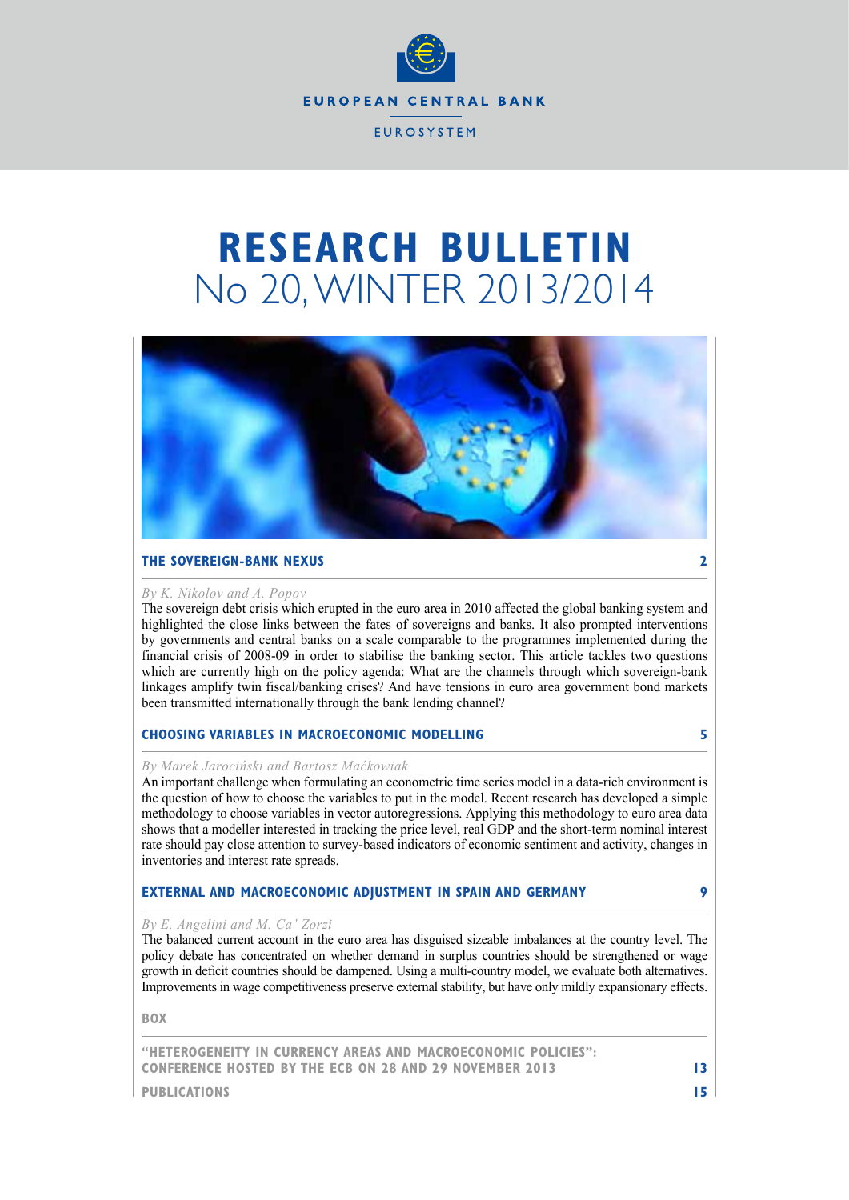EUROPEAN CENTRAL BANK

EUROSYSTEM

# RESEARCH BULLETIN

## No 20, WINTER 2013/2014

### THE SOVEREIGN-BANK NEXUS — 2

*By K. Nikolov and A. Popov*

The sovereign debt crisis which erupted in the euro area in 2010 affected the global banking system and highlighted the close links between the fates of sovereigns and banks. It also prompted interventions by governments and central banks on a scale comparable to the programmes implemented during the financial crisis of 2008-09 in order to stabilise the banking sector. This article tackles two questions which are currently high on the policy agenda: What are the channels through which sovereign-bank linkages amplify twin fiscal/banking crises? And have tensions in euro area government bond markets been transmitted internationally through the bank lending channel?

### CHOOSING VARIABLES IN MACROECONOMIC MODELLING — 5

*By Marek Jarociński and Bartosz Maćkowiak*

An important challenge when formulating an econometric time series model in a data-rich environment is the question of how to choose the variables to put in the model. Recent research has developed a simple methodology to choose variables in vector autoregressions. Applying this methodology to euro area data shows that a modeller interested in tracking the price level, real GDP and the short-term nominal interest rate should pay close attention to survey-based indicators of economic sentiment and activity, changes in inventories and interest rate spreads.

### EXTERNAL AND MACROECONOMIC ADJUSTMENT IN SPAIN AND GERMANY — 9

*By E. Angelini and M. Ca' Zorzi*

The balanced current account in the euro area has disguised sizeable imbalances at the country level. The policy debate has concentrated on whether demand in surplus countries should be strengthened or wage growth in deficit countries should be dampened. Using a multi-country model, we evaluate both alternatives. Improvements in wage competitiveness preserve external stability, but have only mildly expansionary effects.

### BOX

**"HETEROGENEITY IN CURRENCY AREAS AND MACROECONOMIC POLICIES": CONFERENCE HOSTED BY THE ECB ON 28 AND 29 NOVEMBER 2013 — 13**

**PUBLICATIONS — 15**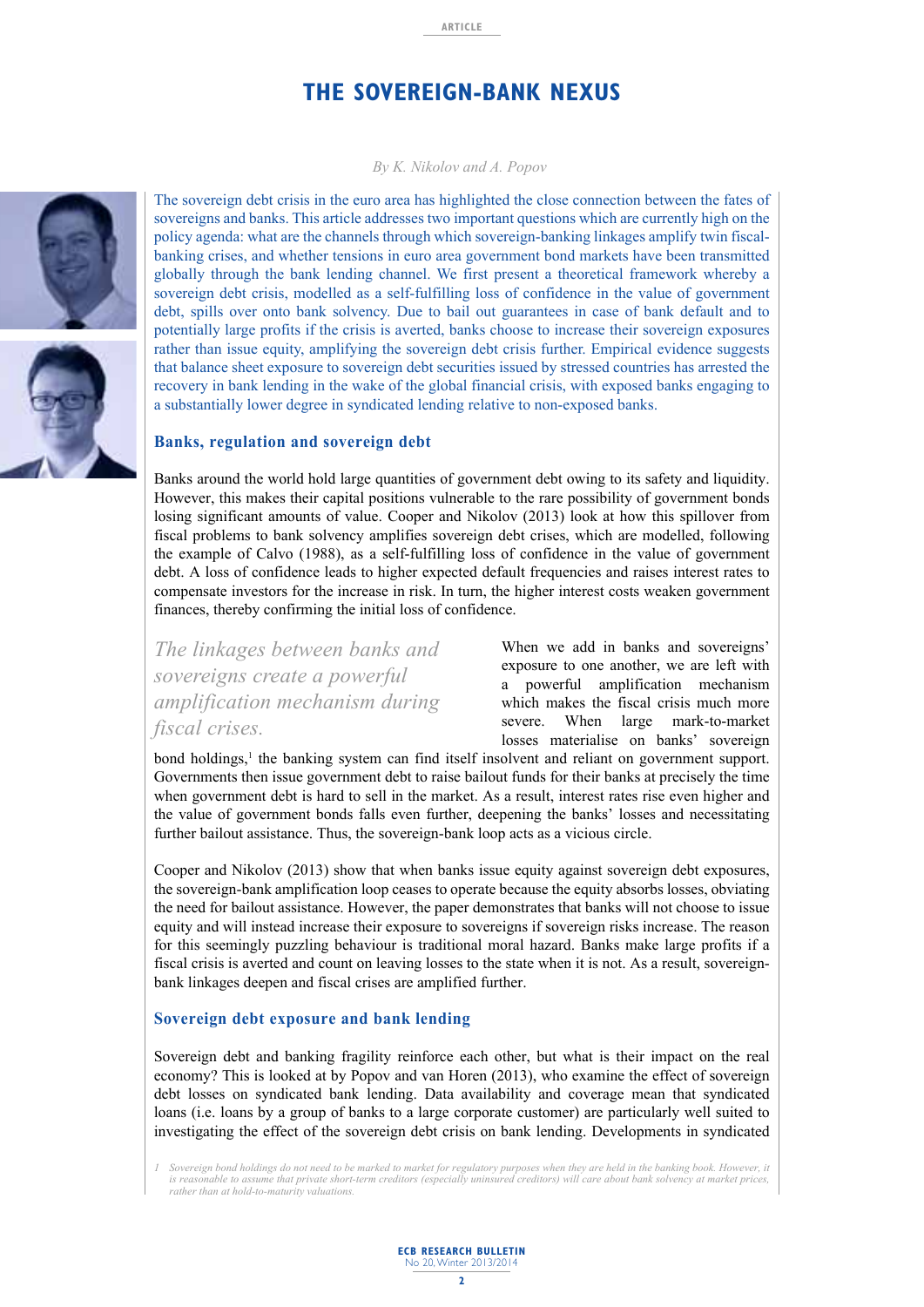# THE SOVEREIGN-BANK NEXUS

*By K. Nikolov and A. Popov*

The sovereign debt crisis in the euro area has highlighted the close connection between the fates of sovereigns and banks. This article addresses two important questions which are currently high on the policy agenda: what are the channels through which sovereign-banking linkages amplify twin fiscal-banking crises, and whether tensions in euro area government bond markets have been transmitted globally through the bank lending channel. We first present a theoretical framework whereby a sovereign debt crisis, modelled as a self-fulfilling loss of confidence in the value of government debt, spills over onto bank solvency. Due to bail out guarantees in case of bank default and to potentially large profits if the crisis is averted, banks choose to increase their sovereign exposures rather than issue equity, amplifying the sovereign debt crisis further. Empirical evidence suggests that balance sheet exposure to sovereign debt securities issued by stressed countries has arrested the recovery in bank lending in the wake of the global financial crisis, with exposed banks engaging to a substantially lower degree in syndicated lending relative to non-exposed banks.

## Banks, regulation and sovereign debt

Banks around the world hold large quantities of government debt owing to its safety and liquidity. However, this makes their capital positions vulnerable to the rare possibility of government bonds losing significant amounts of value. Cooper and Nikolov (2013) look at how this spillover from fiscal problems to bank solvency amplifies sovereign debt crises, which are modelled, following the example of Calvo (1988), as a self-fulfilling loss of confidence in the value of government debt. A loss of confidence leads to higher expected default frequencies and raises interest rates to compensate investors for the increase in risk. In turn, the higher interest costs weaken government finances, thereby confirming the initial loss of confidence.

*The linkages between banks and sovereigns create a powerful amplification mechanism during fiscal crises.*

When we add in banks and sovereigns' exposure to one another, we are left with a powerful amplification mechanism which makes the fiscal crisis much more severe. When large mark-to-market losses materialise on banks' sovereign bond holdings,[1] the banking system can find itself insolvent and reliant on government support. Governments then issue government debt to raise bailout funds for their banks at precisely the time when government debt is hard to sell in the market. As a result, interest rates rise even higher and the value of government bonds falls even further, deepening the banks' losses and necessitating further bailout assistance. Thus, the sovereign-bank loop acts as a vicious circle.

Cooper and Nikolov (2013) show that when banks issue equity against sovereign debt exposures, the sovereign-bank amplification loop ceases to operate because the equity absorbs losses, obviating the need for bailout assistance. However, the paper demonstrates that banks will not choose to issue equity and will instead increase their exposure to sovereigns if sovereign risks increase. The reason for this seemingly puzzling behaviour is traditional moral hazard. Banks make large profits if a fiscal crisis is averted and count on leaving losses to the state when it is not. As a result, sovereign-bank linkages deepen and fiscal crises are amplified further.

## Sovereign debt exposure and bank lending

Sovereign debt and banking fragility reinforce each other, but what is their impact on the real economy? This is looked at by Popov and van Horen (2013), who examine the effect of sovereign debt losses on syndicated bank lending. Data availability and coverage mean that syndicated loans (i.e. loans by a group of banks to a large corporate customer) are particularly well suited to investigating the effect of the sovereign debt crisis on bank lending. Developments in syndicated

[1] *Sovereign bond holdings do not need to be marked to market for regulatory purposes when they are held in the banking book. However, it is reasonable to assume that private short-term creditors (especially uninsured creditors) will care about bank solvency at market prices, rather than at hold-to-maturity valuations.*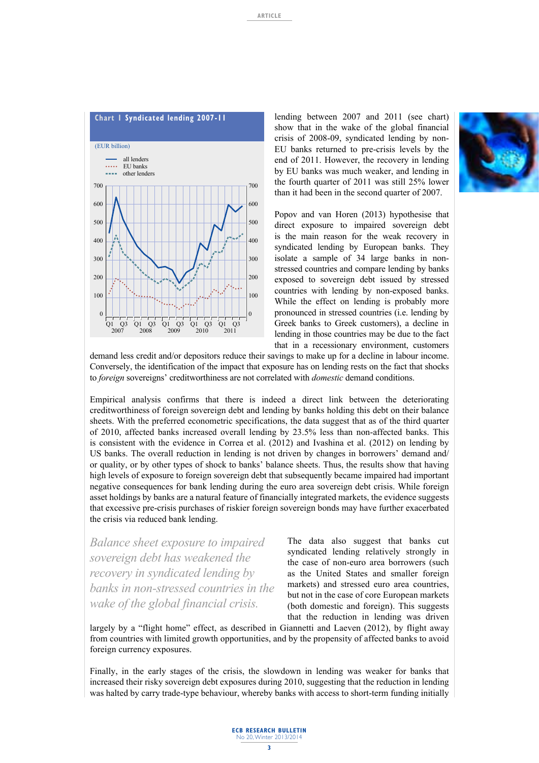**Chart 1 Syndicated lending 2007-11**

(EUR billion)

all lenders
EU banks
other lenders

700
600
500
400
300
200
100
0

Q1 Q3 Q1 Q3 Q1 Q3 Q1 Q3 Q1 Q3
2007 2008 2009 2010 2011

lending between 2007 and 2011 (see chart) show that in the wake of the global financial crisis of 2008-09, syndicated lending by non-EU banks returned to pre-crisis levels by the end of 2011. However, the recovery in lending by EU banks was much weaker, and lending in the fourth quarter of 2011 was still 25% lower than it had been in the second quarter of 2007.

Popov and van Horen (2013) hypothesise that direct exposure to impaired sovereign debt is the main reason for the weak recovery in syndicated lending by European banks. They isolate a sample of 34 large banks in non-stressed countries and compare lending by banks exposed to sovereign debt issued by stressed countries with lending by non-exposed banks. While the effect on lending is probably more pronounced in stressed countries (i.e. lending by Greek banks to Greek customers), a decline in lending in those countries may be due to the fact that in a recessionary environment, customers demand less credit and/or depositors reduce their savings to make up for a decline in labour income. Conversely, the identification of the impact that exposure has on lending rests on the fact that shocks to *foreign* sovereigns' creditworthiness are not correlated with *domestic* demand conditions.

Empirical analysis confirms that there is indeed a direct link between the deteriorating creditworthiness of foreign sovereign debt and lending by banks holding this debt on their balance sheets. With the preferred econometric specifications, the data suggest that as of the third quarter of 2010, affected banks increased overall lending by 23.5% less than non-affected banks. This is consistent with the evidence in Correa et al. (2012) and Ivashina et al. (2012) on lending by US banks. The overall reduction in lending is not driven by changes in borrowers' demand and/or quality, or by other types of shock to banks' balance sheets. Thus, the results show that having high levels of exposure to foreign sovereign debt that subsequently became impaired had important negative consequences for bank lending during the euro area sovereign debt crisis. While foreign asset holdings by banks are a natural feature of financially integrated markets, the evidence suggests that excessive pre-crisis purchases of riskier foreign sovereign bonds may have further exacerbated the crisis via reduced bank lending.

*Balance sheet exposure to impaired sovereign debt has weakened the recovery in syndicated lending by banks in non-stressed countries in the wake of the global financial crisis.*

The data also suggest that banks cut syndicated lending relatively strongly in the case of non-euro area borrowers (such as the United States and smaller foreign markets) and stressed euro area countries, but not in the case of core European markets (both domestic and foreign). This suggests that the reduction in lending was driven largely by a "flight home" effect, as described in Giannetti and Laeven (2012), by flight away from countries with limited growth opportunities, and by the propensity of affected banks to avoid foreign currency exposures.

Finally, in the early stages of the crisis, the slowdown in lending was weaker for banks that increased their risky sovereign debt exposures during 2010, suggesting that the reduction in lending was halted by carry trade-type behaviour, whereby banks with access to short-term funding initially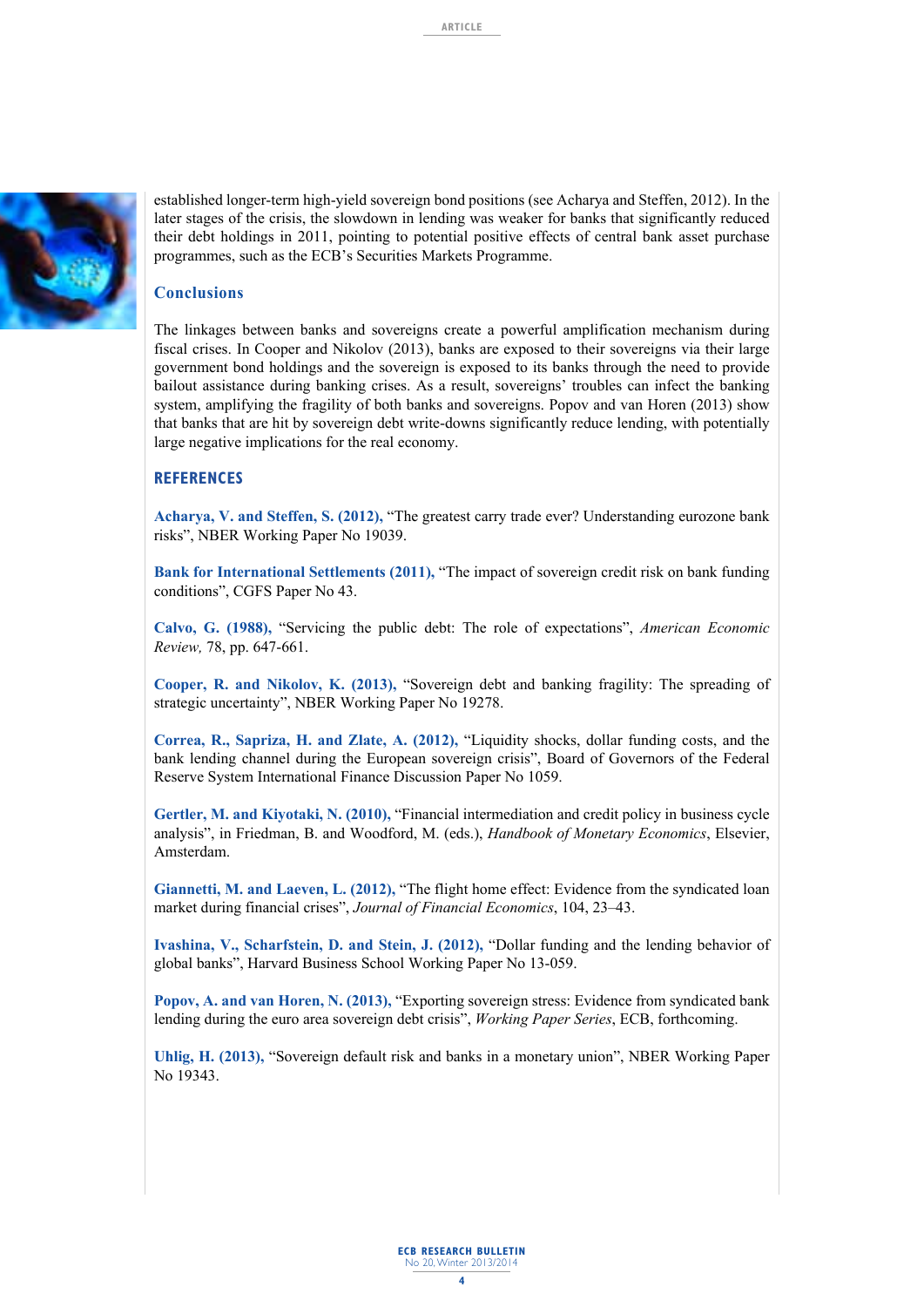established longer-term high-yield sovereign bond positions (see Acharya and Steffen, 2012). In the later stages of the crisis, the slowdown in lending was weaker for banks that significantly reduced their debt holdings in 2011, pointing to potential positive effects of central bank asset purchase programmes, such as the ECB's Securities Markets Programme.

## Conclusions

The linkages between banks and sovereigns create a powerful amplification mechanism during fiscal crises. In Cooper and Nikolov (2013), banks are exposed to their sovereigns via their large government bond holdings and the sovereign is exposed to its banks through the need to provide bailout assistance during banking crises. As a result, sovereigns' troubles can infect the banking system, amplifying the fragility of both banks and sovereigns. Popov and van Horen (2013) show that banks that are hit by sovereign debt write-downs significantly reduce lending, with potentially large negative implications for the real economy.

## REFERENCES

**Acharya, V. and Steffen, S. (2012),** "The greatest carry trade ever? Understanding eurozone bank risks", NBER Working Paper No 19039.

**Bank for International Settlements (2011),** "The impact of sovereign credit risk on bank funding conditions", CGFS Paper No 43.

**Calvo, G. (1988),** "Servicing the public debt: The role of expectations", *American Economic Review,* 78, pp. 647-661.

**Cooper, R. and Nikolov, K. (2013),** "Sovereign debt and banking fragility: The spreading of strategic uncertainty", NBER Working Paper No 19278.

**Correa, R., Sapriza, H. and Zlate, A. (2012),** "Liquidity shocks, dollar funding costs, and the bank lending channel during the European sovereign crisis", Board of Governors of the Federal Reserve System International Finance Discussion Paper No 1059.

**Gertler, M. and Kiyotaki, N. (2010),** "Financial intermediation and credit policy in business cycle analysis", in Friedman, B. and Woodford, M. (eds.), *Handbook of Monetary Economics*, Elsevier, Amsterdam.

**Giannetti, M. and Laeven, L. (2012),** "The flight home effect: Evidence from the syndicated loan market during financial crises", *Journal of Financial Economics*, 104, 23–43.

**Ivashina, V., Scharfstein, D. and Stein, J. (2012),** "Dollar funding and the lending behavior of global banks", Harvard Business School Working Paper No 13-059.

**Popov, A. and van Horen, N. (2013),** "Exporting sovereign stress: Evidence from syndicated bank lending during the euro area sovereign debt crisis", *Working Paper Series*, ECB, forthcoming.

**Uhlig, H. (2013),** "Sovereign default risk and banks in a monetary union", NBER Working Paper No 19343.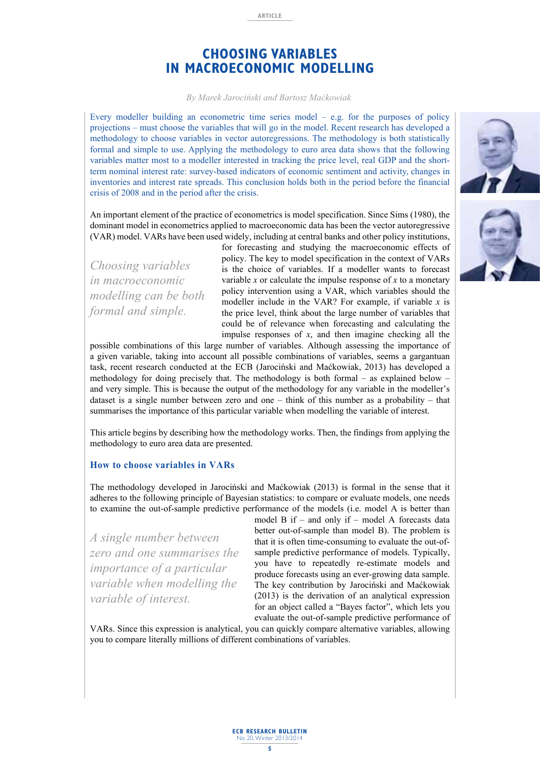# CHOOSING VARIABLES IN MACROECONOMIC MODELLING

*By Marek Jarociński and Bartosz Maćkowiak*

Every modeller building an econometric time series model – e.g. for the purposes of policy projections – must choose the variables that will go in the model. Recent research has developed a methodology to choose variables in vector autoregressions. The methodology is both statistically formal and simple to use. Applying the methodology to euro area data shows that the following variables matter most to a modeller interested in tracking the price level, real GDP and the short-term nominal interest rate: survey-based indicators of economic sentiment and activity, changes in inventories and interest rate spreads. This conclusion holds both in the period before the financial crisis of 2008 and in the period after the crisis.

An important element of the practice of econometrics is model specification. Since Sims (1980), the dominant model in econometrics applied to macroeconomic data has been the vector autoregressive (VAR) model. VARs have been used widely, including at central banks and other policy institutions, for forecasting and studying the macroeconomic effects of policy. The key to model specification in the context of VARs is the choice of variables. If a modeller wants to forecast variable $x$ or calculate the impulse response of $x$ to a monetary policy intervention using a VAR, which variables should the modeller include in the VAR? For example, if variable $x$ is the price level, think about the large number of variables that could be of relevance when forecasting and calculating the impulse responses of $x$, and then imagine checking all the possible combinations of this large number of variables. Although assessing the importance of a given variable, taking into account all possible combinations of variables, seems a gargantuan task, recent research conducted at the ECB (Jarociński and Maćkowiak, 2013) has developed a methodology for doing precisely that. The methodology is both formal – as explained below – and very simple. This is because the output of the methodology for any variable in the modeller's dataset is a single number between zero and one – think of this number as a probability – that summarises the importance of this particular variable when modelling the variable of interest.

*Choosing variables in macroeconomic modelling can be both formal and simple.*

This article begins by describing how the methodology works. Then, the findings from applying the methodology to euro area data are presented.

## How to choose variables in VARs

The methodology developed in Jarociński and Maćkowiak (2013) is formal in the sense that it adheres to the following principle of Bayesian statistics: to compare or evaluate models, one needs to examine the out-of-sample predictive performance of the models (i.e. model A is better than model B if – and only if – model A forecasts data better out-of-sample than model B). The problem is that it is often time-consuming to evaluate the out-of-sample predictive performance of models. Typically, you have to repeatedly re-estimate models and produce forecasts using an ever-growing data sample. The key contribution by Jarociński and Maćkowiak (2013) is the derivation of an analytical expression for an object called a "Bayes factor", which lets you evaluate the out-of-sample predictive performance of VARs. Since this expression is analytical, you can quickly compare alternative variables, allowing you to compare literally millions of different combinations of variables.

*A single number between zero and one summarises the importance of a particular variable when modelling the variable of interest.*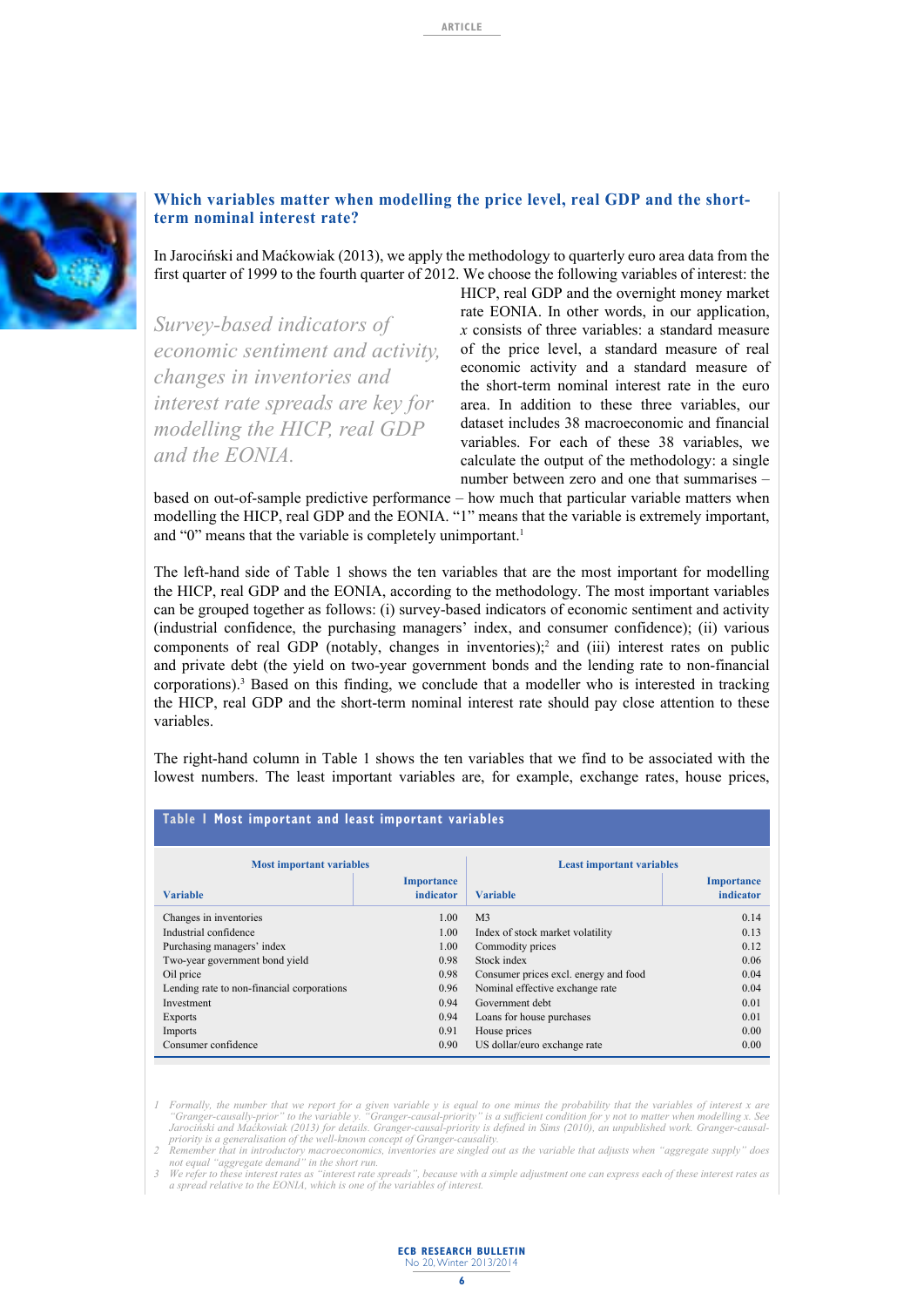## Which variables matter when modelling the price level, real GDP and the short-term nominal interest rate?

In Jarociński and Maćkowiak (2013), we apply the methodology to quarterly euro area data from the first quarter of 1999 to the fourth quarter of 2012. We choose the following variables of interest: the HICP, real GDP and the overnight money market rate EONIA. In other words, in our application, $x$ consists of three variables: a standard measure of the price level, a standard measure of real economic activity and a standard measure of the short-term nominal interest rate in the euro area. In addition to these three variables, our dataset includes 38 macroeconomic and financial variables. For each of these 38 variables, we calculate the output of the methodology: a single number between zero and one that summarises – based on out-of-sample predictive performance – how much that particular variable matters when modelling the HICP, real GDP and the EONIA. "1" means that the variable is extremely important, and "0" means that the variable is completely unimportant.[1]

*Survey-based indicators of economic sentiment and activity, changes in inventories and interest rate spreads are key for modelling the HICP, real GDP and the EONIA.*

The left-hand side of Table 1 shows the ten variables that are the most important for modelling the HICP, real GDP and the EONIA, according to the methodology. The most important variables can be grouped together as follows: (i) survey-based indicators of economic sentiment and activity (industrial confidence, the purchasing managers' index, and consumer confidence); (ii) various components of real GDP (notably, changes in inventories);[2] and (iii) interest rates on public and private debt (the yield on two-year government bonds and the lending rate to non-financial corporations).[3] Based on this finding, we conclude that a modeller who is interested in tracking the HICP, real GDP and the short-term nominal interest rate should pay close attention to these variables.

The right-hand column in Table 1 shows the ten variables that we find to be associated with the lowest numbers. The least important variables are, for example, exchange rates, house prices,

**Table 1 Most important and least important variables**

| Most important variables | | Least important variables | |
|---|---|---|---|
| Variable | Importance indicator | Variable | Importance indicator |
| Changes in inventories | 1.00 | M3 | 0.14 |
| Industrial confidence | 1.00 | Index of stock market volatility | 0.13 |
| Purchasing managers' index | 1.00 | Commodity prices | 0.12 |
| Two-year government bond yield | 0.98 | Stock index | 0.06 |
| Oil price | 0.98 | Consumer prices excl. energy and food | 0.04 |
| Lending rate to non-financial corporations | 0.96 | Nominal effective exchange rate | 0.04 |
| Investment | 0.94 | Government debt | 0.01 |
| Exports | 0.94 | Loans for house purchases | 0.01 |
| Imports | 0.91 | House prices | 0.00 |
| Consumer confidence | 0.90 | US dollar/euro exchange rate | 0.00 |

1 Formally, the number that we report for a given variable $y$ is equal to one minus the probability that the variables of interest $x$ are "Granger-causally-prior" to the variable $y$. "Granger-causal-priority" is a sufficient condition for $y$ not to matter when modelling $x$. See Jarociński and Maćkowiak (2013) for details. Granger-causal-priority is defined in Sims (2010), an unpublished work. Granger-causal-priority is a generalisation of the well-known concept of Granger-causality.

2 Remember that in introductory macroeconomics, inventories are singled out as the variable that adjusts when "aggregate supply" does not equal "aggregate demand" in the short run.

3 We refer to these interest rates as "interest rate spreads", because with a simple adjustment one can express each of these interest rates as a spread relative to the EONIA, which is one of the variables of interest.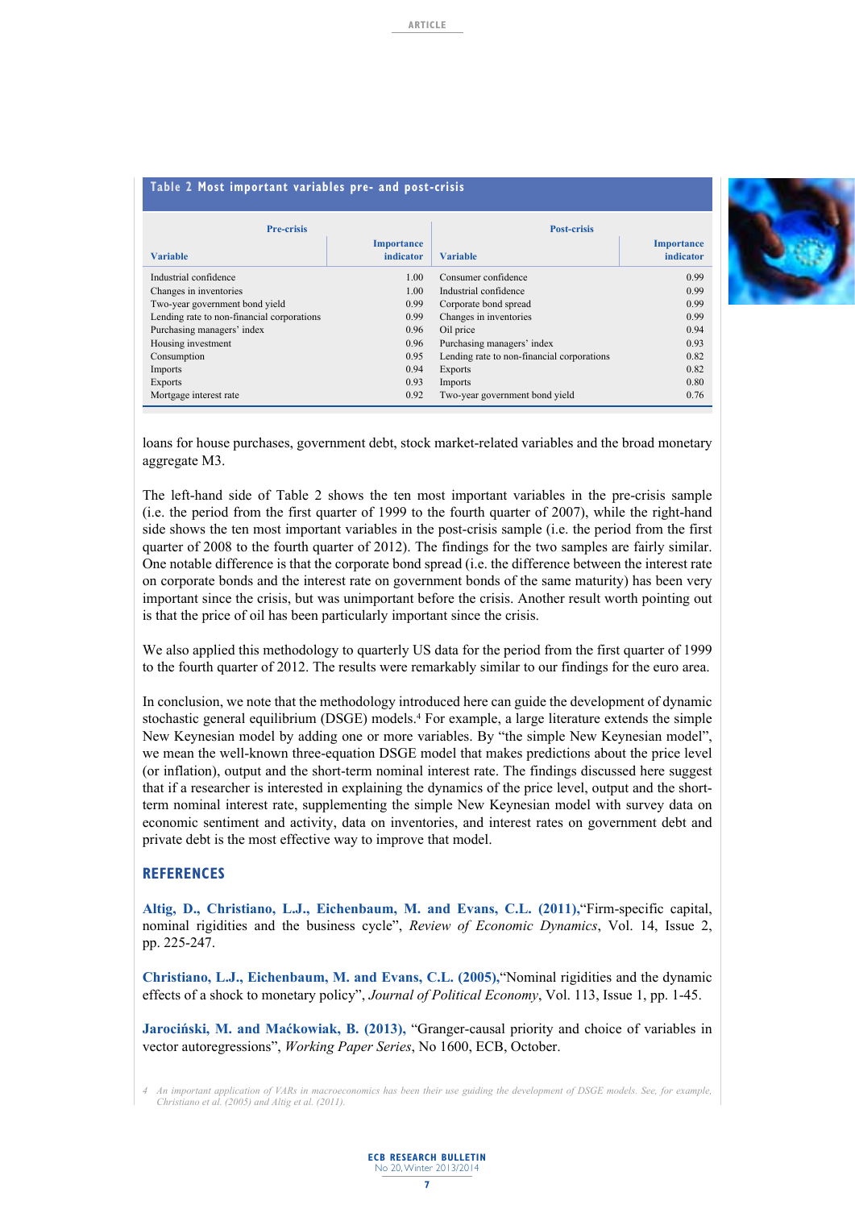**Table 2 Most important variables pre- and post-crisis**

| Pre-crisis | | Post-crisis | |
|---|---|---|---|
| Variable | Importance indicator | Variable | Importance indicator |
| Industrial confidence | 1.00 | Consumer confidence | 0.99 |
| Changes in inventories | 1.00 | Industrial confidence | 0.99 |
| Two-year government bond yield | 0.99 | Corporate bond spread | 0.99 |
| Lending rate to non-financial corporations | 0.99 | Changes in inventories | 0.99 |
| Purchasing managers' index | 0.96 | Oil price | 0.94 |
| Housing investment | 0.96 | Purchasing managers' index | 0.93 |
| Consumption | 0.95 | Lending rate to non-financial corporations | 0.82 |
| Imports | 0.94 | Exports | 0.82 |
| Exports | 0.93 | Imports | 0.80 |
| Mortgage interest rate | 0.92 | Two-year government bond yield | 0.76 |

loans for house purchases, government debt, stock market-related variables and the broad monetary aggregate M3.

The left-hand side of Table 2 shows the ten most important variables in the pre-crisis sample (i.e. the period from the first quarter of 1999 to the fourth quarter of 2007), while the right-hand side shows the ten most important variables in the post-crisis sample (i.e. the period from the first quarter of 2008 to the fourth quarter of 2012). The findings for the two samples are fairly similar. One notable difference is that the corporate bond spread (i.e. the difference between the interest rate on corporate bonds and the interest rate on government bonds of the same maturity) has been very important since the crisis, but was unimportant before the crisis. Another result worth pointing out is that the price of oil has been particularly important since the crisis.

We also applied this methodology to quarterly US data for the period from the first quarter of 1999 to the fourth quarter of 2012. The results were remarkably similar to our findings for the euro area.

In conclusion, we note that the methodology introduced here can guide the development of dynamic stochastic general equilibrium (DSGE) models.[4] For example, a large literature extends the simple New Keynesian model by adding one or more variables. By "the simple New Keynesian model", we mean the well-known three-equation DSGE model that makes predictions about the price level (or inflation), output and the short-term nominal interest rate. The findings discussed here suggest that if a researcher is interested in explaining the dynamics of the price level, output and the short-term nominal interest rate, supplementing the simple New Keynesian model with survey data on economic sentiment and activity, data on inventories, and interest rates on government debt and private debt is the most effective way to improve that model.

## REFERENCES

**Altig, D., Christiano, L.J., Eichenbaum, M. and Evans, C.L. (2011),** "Firm-specific capital, nominal rigidities and the business cycle", *Review of Economic Dynamics*, Vol. 14, Issue 2, pp. 225-247.

**Christiano, L.J., Eichenbaum, M. and Evans, C.L. (2005),** "Nominal rigidities and the dynamic effects of a shock to monetary policy", *Journal of Political Economy*, Vol. 113, Issue 1, pp. 1-45.

**Jarociński, M. and Maćkowiak, B. (2013),** "Granger-causal priority and choice of variables in vector autoregressions", *Working Paper Series*, No 1600, ECB, October.

4 An important application of VARs in macroeconomics has been their use guiding the development of DSGE models. See, for example, Christiano et al. (2005) and Altig et al. (2011).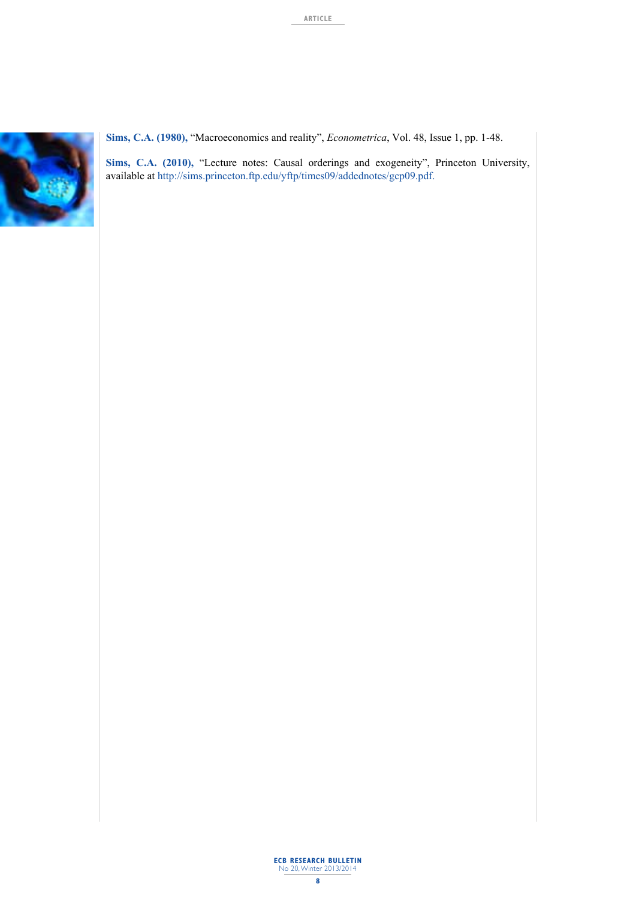**Sims, C.A. (1980),** "Macroeconomics and reality", *Econometrica*, Vol. 48, Issue 1, pp. 1-48.

**Sims, C.A. (2010),** "Lecture notes: Causal orderings and exogeneity", Princeton University, available at http://sims.princeton.ftp.edu/yftp/times09/addednotes/gcp09.pdf.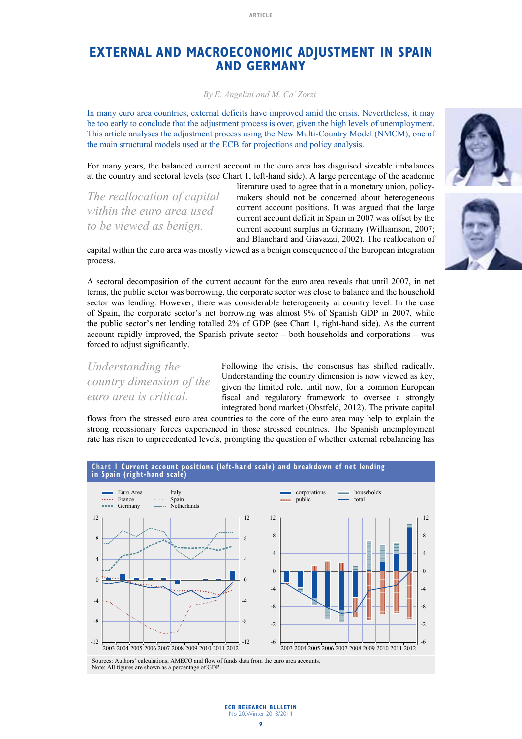# EXTERNAL AND MACROECONOMIC ADJUSTMENT IN SPAIN AND GERMANY

*By E. Angelini and M. Ca' Zorzi*

In many euro area countries, external deficits have improved amid the crisis. Nevertheless, it may be too early to conclude that the adjustment process is over, given the high levels of unemployment. This article analyses the adjustment process using the New Multi-Country Model (NMCM), one of the main structural models used at the ECB for projections and policy analysis.

For many years, the balanced current account in the euro area has disguised sizeable imbalances at the country and sectoral levels (see Chart 1, left-hand side). A large percentage of the academic literature used to agree that in a monetary union, policy-makers should not be concerned about heterogeneous current account positions. It was argued that the large current account deficit in Spain in 2007 was offset by the current account surplus in Germany (Williamson, 2007; and Blanchard and Giavazzi, 2002). The reallocation of capital within the euro area was mostly viewed as a benign consequence of the European integration process.

*The reallocation of capital within the euro area used to be viewed as benign.*

A sectoral decomposition of the current account for the euro area reveals that until 2007, in net terms, the public sector was borrowing, the corporate sector was close to balance and the household sector was lending. However, there was considerable heterogeneity at country level. In the case of Spain, the corporate sector's net borrowing was almost 9% of Spanish GDP in 2007, while the public sector's net lending totalled 2% of GDP (see Chart 1, right-hand side). As the current account rapidly improved, the Spanish private sector – both households and corporations – was forced to adjust significantly.

*Understanding the country dimension of the euro area is critical.*

Following the crisis, the consensus has shifted radically. Understanding the country dimension is now viewed as key, given the limited role, until now, for a common European fiscal and regulatory framework to oversee a strongly integrated bond market (Obstfeld, 2012). The private capital flows from the stressed euro area countries to the core of the euro area may help to explain the strong recessionary forces experienced in those stressed countries. The Spanish unemployment rate has risen to unprecedented levels, prompting the question of whether external rebalancing has

**Chart 1 Current account positions (left-hand scale) and breakdown of net lending in Spain (right-hand scale)**

Euro Area
France
Germany
Italy
Spain
Netherlands

12, 8, 4, 0, -4, -8, -12
2003 2004 2005 2006 2007 2008 2009 2010 2011 2012

corporations
public
households
total

12, 8, 4, 0, -4, -8, -2, -6
2003 2004 2005 2006 2007 2008 2009 2010 2011 2012

Sources: Authors' calculations, AMECO and flow of funds data from the euro area accounts.
Note: All figures are shown as a percentage of GDP.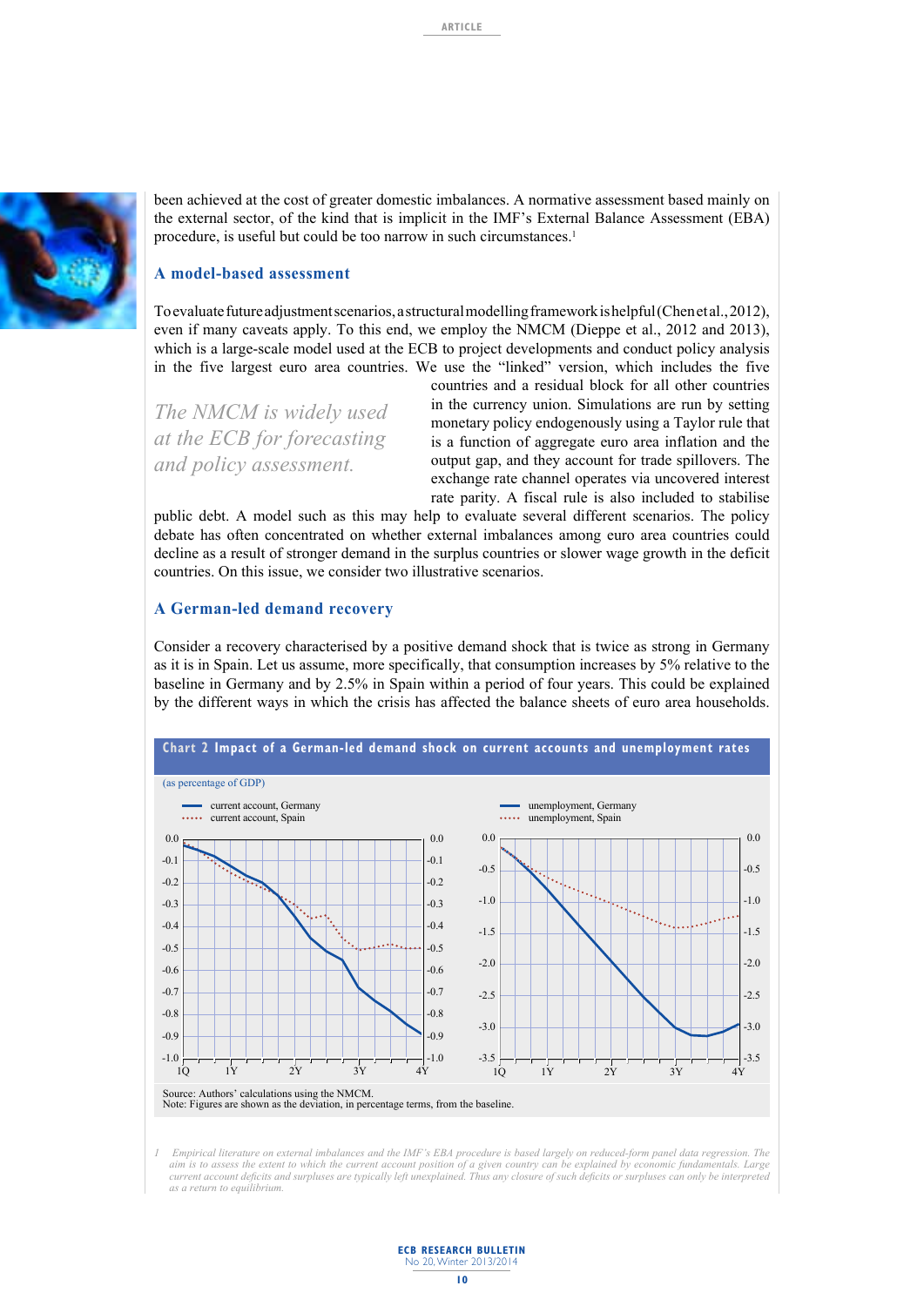been achieved at the cost of greater domestic imbalances. A normative assessment based mainly on the external sector, of the kind that is implicit in the IMF's External Balance Assessment (EBA) procedure, is useful but could be too narrow in such circumstances.[1]

## A model-based assessment

To evaluate future adjustment scenarios, a structural modelling framework is helpful (Chen et al., 2012), even if many caveats apply. To this end, we employ the NMCM (Dieppe et al., 2012 and 2013), which is a large-scale model used at the ECB to project developments and conduct policy analysis in the five largest euro area countries. We use the "linked" version, which includes the five countries and a residual block for all other countries in the currency union. Simulations are run by setting monetary policy endogenously using a Taylor rule that is a function of aggregate euro area inflation and the output gap, and they account for trade spillovers. The exchange rate channel operates via uncovered interest rate parity. A fiscal rule is also included to stabilise public debt. A model such as this may help to evaluate several different scenarios. The policy debate has often concentrated on whether external imbalances among euro area countries could decline as a result of stronger demand in the surplus countries or slower wage growth in the deficit countries. On this issue, we consider two illustrative scenarios.

*The NMCM is widely used at the ECB for forecasting and policy assessment.*

## A German-led demand recovery

Consider a recovery characterised by a positive demand shock that is twice as strong in Germany as it is in Spain. Let us assume, more specifically, that consumption increases by 5% relative to the baseline in Germany and by 2.5% in Spain within a period of four years. This could be explained by the different ways in which the crisis has affected the balance sheets of euro area households.

**Chart 2 Impact of a German-led demand shock on current accounts and unemployment rates**

(as percentage of GDP)

current account, Germany
current account, Spain

0.0 -0.1 -0.2 -0.3 -0.4 -0.5 -0.6 -0.7 -0.8 -0.9 -1.0

1Q 1Y 2Y 3Y 4Y

unemployment, Germany
unemployment, Spain

0.0 -0.5 -1.0 -1.5 -2.0 -2.5 -3.0 -3.5

1Q 1Y 2Y 3Y 4Y

Source: Authors' calculations using the NMCM.
Note: Figures are shown as the deviation, in percentage terms, from the baseline.

[1] Empirical literature on external imbalances and the IMF's EBA procedure is based largely on reduced-form panel data regression. The aim is to assess the extent to which the current account position of a given country can be explained by economic fundamentals. Large current account deficits and surpluses are typically left unexplained. Thus any closure of such deficits or surpluses can only be interpreted as a return to equilibrium.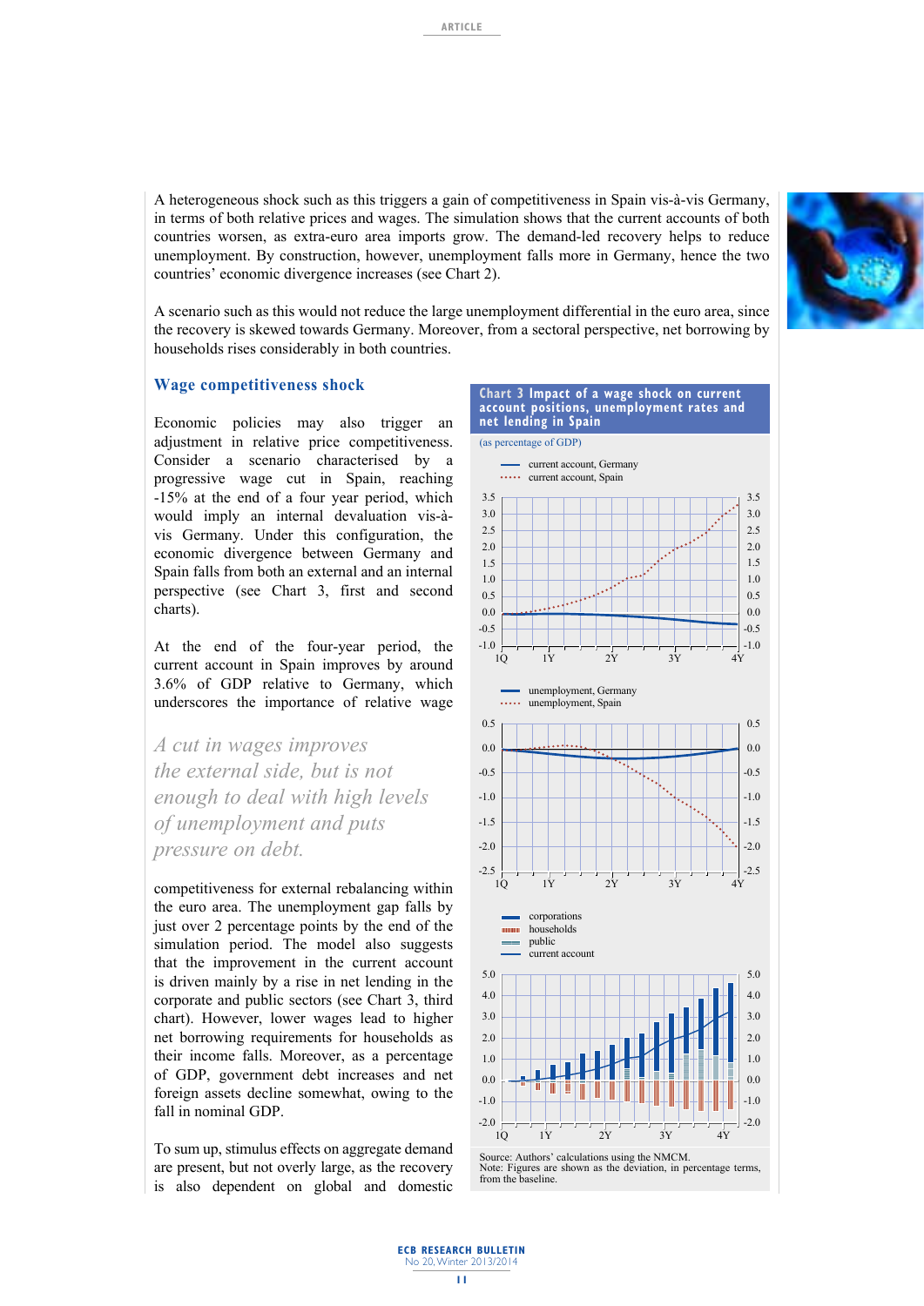A heterogeneous shock such as this triggers a gain of competitiveness in Spain vis-à-vis Germany, in terms of both relative prices and wages. The simulation shows that the current accounts of both countries worsen, as extra-euro area imports grow. The demand-led recovery helps to reduce unemployment. By construction, however, unemployment falls more in Germany, hence the two countries' economic divergence increases (see Chart 2).

A scenario such as this would not reduce the large unemployment differential in the euro area, since the recovery is skewed towards Germany. Moreover, from a sectoral perspective, net borrowing by households rises considerably in both countries.

## Wage competitiveness shock

Economic policies may also trigger an adjustment in relative price competitiveness. Consider a scenario characterised by a progressive wage cut in Spain, reaching -15% at the end of a four year period, which would imply an internal devaluation vis-à-vis Germany. Under this configuration, the economic divergence between Germany and Spain falls from both an external and an internal perspective (see Chart 3, first and second charts).

At the end of the four-year period, the current account in Spain improves by around 3.6% of GDP relative to Germany, which underscores the importance of relative wage competitiveness for external rebalancing within the euro area. The unemployment gap falls by just over 2 percentage points by the end of the simulation period. The model also suggests that the improvement in the current account is driven mainly by a rise in net lending in the corporate and public sectors (see Chart 3, third chart). However, lower wages lead to higher net borrowing requirements for households as their income falls. Moreover, as a percentage of GDP, government debt increases and net foreign assets decline somewhat, owing to the fall in nominal GDP.

*A cut in wages improves the external side, but is not enough to deal with high levels of unemployment and puts pressure on debt.*

To sum up, stimulus effects on aggregate demand are present, but not overly large, as the recovery is also dependent on global and domestic

**Chart 3 Impact of a wage shock on current account positions, unemployment rates and net lending in Spain**

(as percentage of GDP)

current account, Germany
current account, Spain

3.5
3.0
2.5
2.0
1.5
1.0
0.5
0.0
-0.5
-1.0
1Q 1Y 2Y 3Y 4Y

unemployment, Germany
unemployment, Spain

0.5
0.0
-0.5
-1.0
-1.5
-2.0
-2.5
1Q 1Y 2Y 3Y 4Y

corporations
households
public
current account

5.0
4.0
3.0
2.0
1.0
0.0
-1.0
-2.0
1Q 1Y 2Y 3Y 4Y

Source: Authors' calculations using the NMCM.
Note: Figures are shown as the deviation, in percentage terms, from the baseline.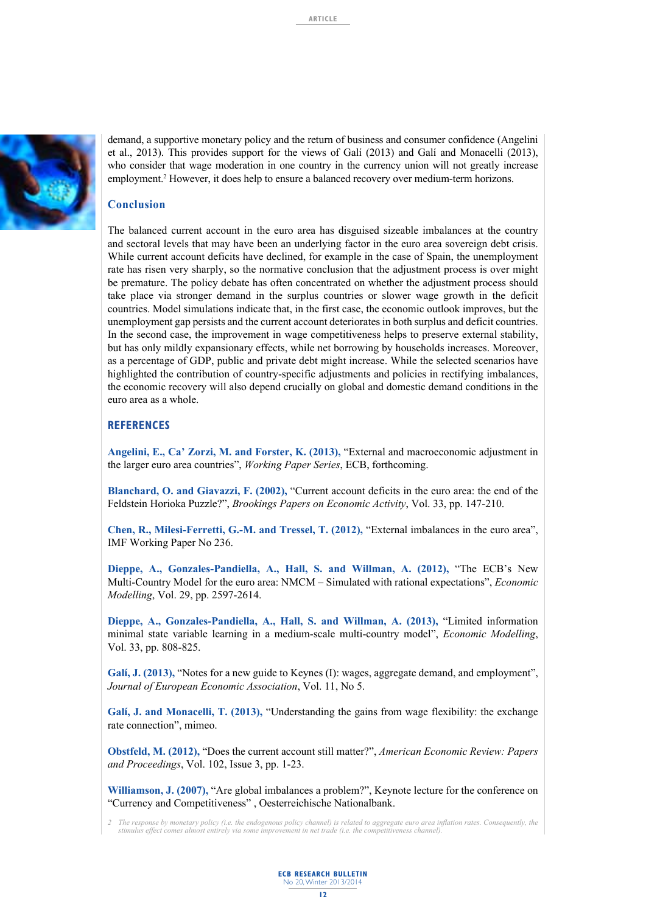demand, a supportive monetary policy and the return of business and consumer confidence (Angelini et al., 2013). This provides support for the views of Galí (2013) and Galí and Monacelli (2013), who consider that wage moderation in one country in the currency union will not greatly increase employment.[2] However, it does help to ensure a balanced recovery over medium-term horizons.

## Conclusion

The balanced current account in the euro area has disguised sizeable imbalances at the country and sectoral levels that may have been an underlying factor in the euro area sovereign debt crisis. While current account deficits have declined, for example in the case of Spain, the unemployment rate has risen very sharply, so the normative conclusion that the adjustment process is over might be premature. The policy debate has often concentrated on whether the adjustment process should take place via stronger demand in the surplus countries or slower wage growth in the deficit countries. Model simulations indicate that, in the first case, the economic outlook improves, but the unemployment gap persists and the current account deteriorates in both surplus and deficit countries. In the second case, the improvement in wage competitiveness helps to preserve external stability, but has only mildly expansionary effects, while net borrowing by households increases. Moreover, as a percentage of GDP, public and private debt might increase. While the selected scenarios have highlighted the contribution of country-specific adjustments and policies in rectifying imbalances, the economic recovery will also depend crucially on global and domestic demand conditions in the euro area as a whole.

## REFERENCES

**Angelini, E., Ca' Zorzi, M. and Forster, K. (2013),** "External and macroeconomic adjustment in the larger euro area countries", *Working Paper Series*, ECB, forthcoming.

**Blanchard, O. and Giavazzi, F. (2002),** "Current account deficits in the euro area: the end of the Feldstein Horioka Puzzle?", *Brookings Papers on Economic Activity*, Vol. 33, pp. 147-210.

**Chen, R., Milesi-Ferretti, G.-M. and Tressel, T. (2012),** "External imbalances in the euro area", IMF Working Paper No 236.

**Dieppe, A., Gonzales-Pandiella, A., Hall, S. and Willman, A. (2012),** "The ECB's New Multi-Country Model for the euro area: NMCM – Simulated with rational expectations", *Economic Modelling*, Vol. 29, pp. 2597-2614.

**Dieppe, A., Gonzales-Pandiella, A., Hall, S. and Willman, A. (2013),** "Limited information minimal state variable learning in a medium-scale multi-country model", *Economic Modelling*, Vol. 33, pp. 808-825.

**Galí, J. (2013),** "Notes for a new guide to Keynes (I): wages, aggregate demand, and employment", *Journal of European Economic Association*, Vol. 11, No 5.

**Galí, J. and Monacelli, T. (2013),** "Understanding the gains from wage flexibility: the exchange rate connection", mimeo.

**Obstfeld, M. (2012),** "Does the current account still matter?", *American Economic Review: Papers and Proceedings*, Vol. 102, Issue 3, pp. 1-23.

**Williamson, J. (2007),** "Are global imbalances a problem?", Keynote lecture for the conference on "Currency and Competitiveness" , Oesterreichische Nationalbank.

*2 The response by monetary policy (i.e. the endogenous policy channel) is related to aggregate euro area inflation rates. Consequently, the stimulus effect comes almost entirely via some improvement in net trade (i.e. the competitiveness channel).*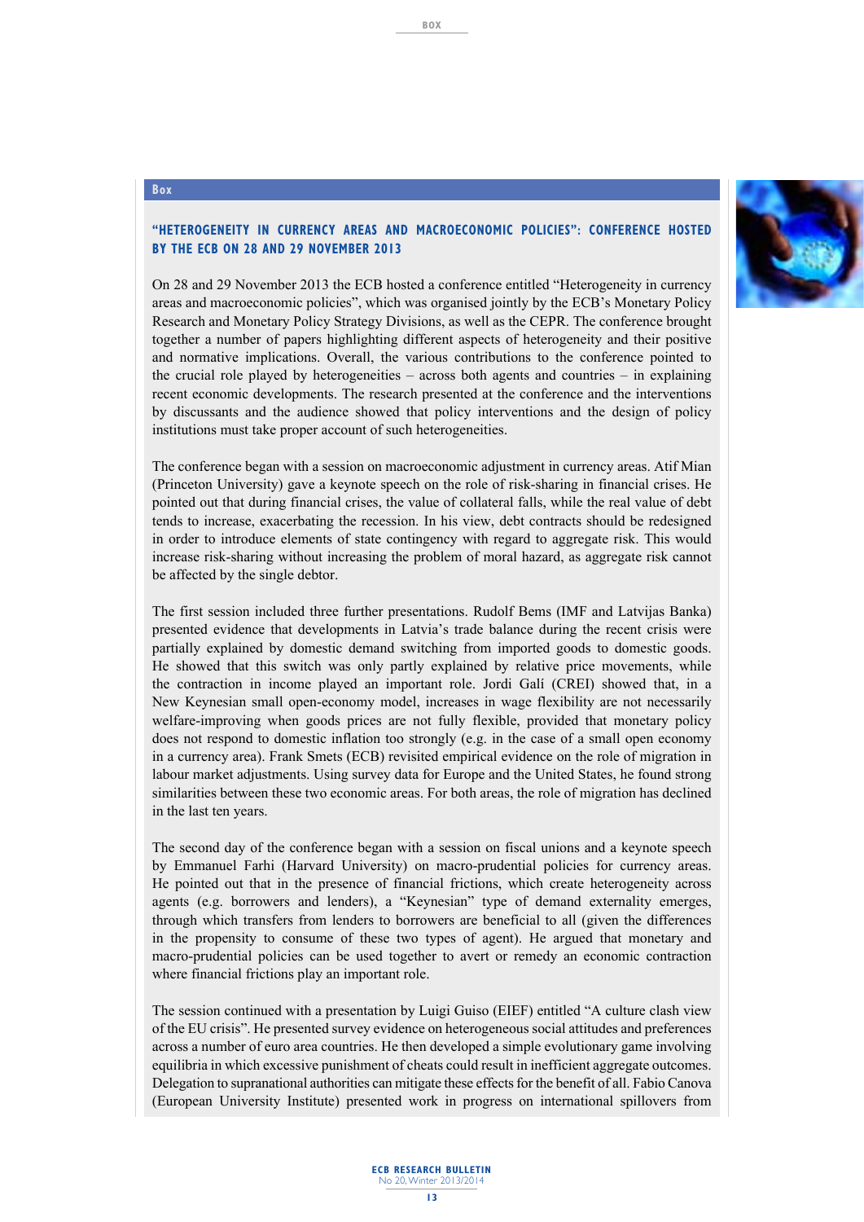## Box

### "HETEROGENEITY IN CURRENCY AREAS AND MACROECONOMIC POLICIES": CONFERENCE HOSTED BY THE ECB ON 28 AND 29 NOVEMBER 2013

On 28 and 29 November 2013 the ECB hosted a conference entitled "Heterogeneity in currency areas and macroeconomic policies", which was organised jointly by the ECB's Monetary Policy Research and Monetary Policy Strategy Divisions, as well as the CEPR. The conference brought together a number of papers highlighting different aspects of heterogeneity and their positive and normative implications. Overall, the various contributions to the conference pointed to the crucial role played by heterogeneities – across both agents and countries – in explaining recent economic developments. The research presented at the conference and the interventions by discussants and the audience showed that policy interventions and the design of policy institutions must take proper account of such heterogeneities.

The conference began with a session on macroeconomic adjustment in currency areas. Atif Mian (Princeton University) gave a keynote speech on the role of risk-sharing in financial crises. He pointed out that during financial crises, the value of collateral falls, while the real value of debt tends to increase, exacerbating the recession. In his view, debt contracts should be redesigned in order to introduce elements of state contingency with regard to aggregate risk. This would increase risk-sharing without increasing the problem of moral hazard, as aggregate risk cannot be affected by the single debtor.

The first session included three further presentations. Rudolf Bems (IMF and Latvijas Banka) presented evidence that developments in Latvia's trade balance during the recent crisis were partially explained by domestic demand switching from imported goods to domestic goods. He showed that this switch was only partly explained by relative price movements, while the contraction in income played an important role. Jordi Galí (CREI) showed that, in a New Keynesian small open-economy model, increases in wage flexibility are not necessarily welfare-improving when goods prices are not fully flexible, provided that monetary policy does not respond to domestic inflation too strongly (e.g. in the case of a small open economy in a currency area). Frank Smets (ECB) revisited empirical evidence on the role of migration in labour market adjustments. Using survey data for Europe and the United States, he found strong similarities between these two economic areas. For both areas, the role of migration has declined in the last ten years.

The second day of the conference began with a session on fiscal unions and a keynote speech by Emmanuel Farhi (Harvard University) on macro-prudential policies for currency areas. He pointed out that in the presence of financial frictions, which create heterogeneity across agents (e.g. borrowers and lenders), a "Keynesian" type of demand externality emerges, through which transfers from lenders to borrowers are beneficial to all (given the differences in the propensity to consume of these two types of agent). He argued that monetary and macro-prudential policies can be used together to avert or remedy an economic contraction where financial frictions play an important role.

The session continued with a presentation by Luigi Guiso (EIEF) entitled "A culture clash view of the EU crisis". He presented survey evidence on heterogeneous social attitudes and preferences across a number of euro area countries. He then developed a simple evolutionary game involving equilibria in which excessive punishment of cheats could result in inefficient aggregate outcomes. Delegation to supranational authorities can mitigate these effects for the benefit of all. Fabio Canova (European University Institute) presented work in progress on international spillovers from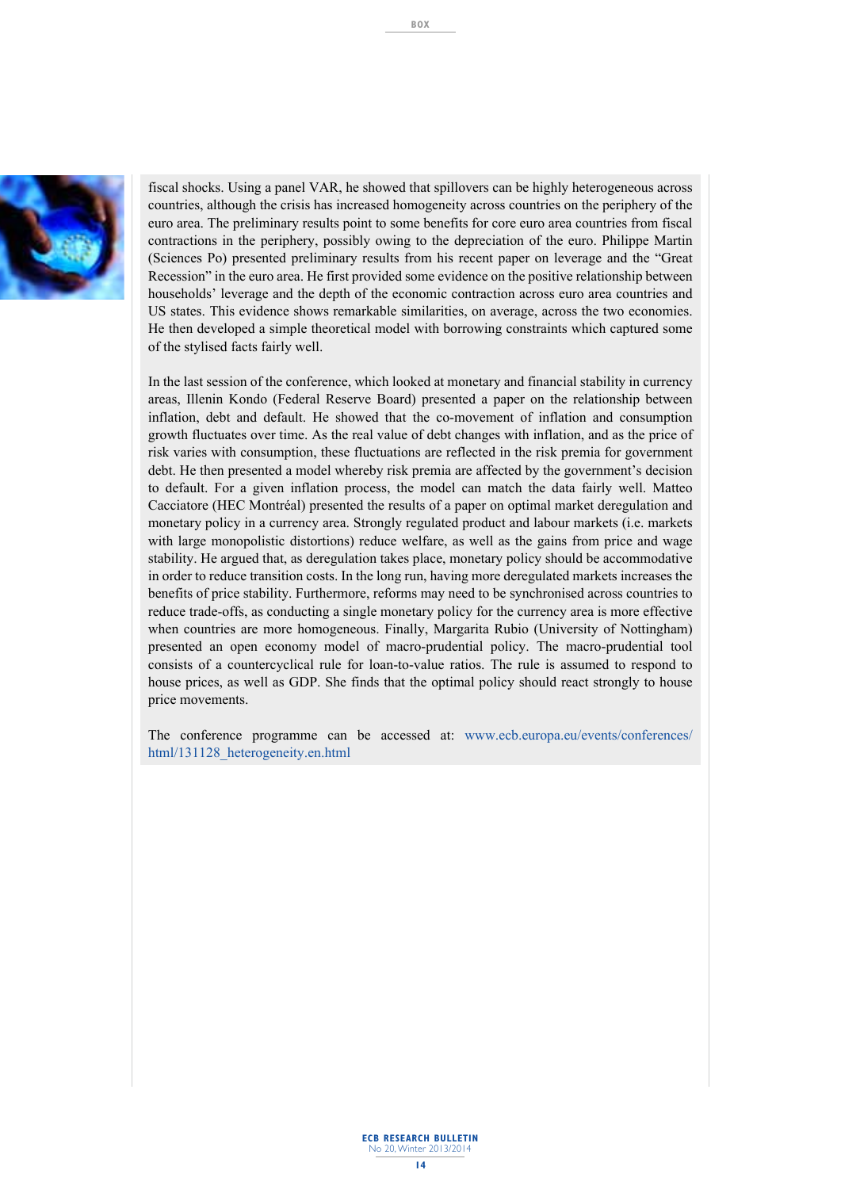fiscal shocks. Using a panel VAR, he showed that spillovers can be highly heterogeneous across countries, although the crisis has increased homogeneity across countries on the periphery of the euro area. The preliminary results point to some benefits for core euro area countries from fiscal contractions in the periphery, possibly owing to the depreciation of the euro. Philippe Martin (Sciences Po) presented preliminary results from his recent paper on leverage and the "Great Recession" in the euro area. He first provided some evidence on the positive relationship between households' leverage and the depth of the economic contraction across euro area countries and US states. This evidence shows remarkable similarities, on average, across the two economies. He then developed a simple theoretical model with borrowing constraints which captured some of the stylised facts fairly well.

In the last session of the conference, which looked at monetary and financial stability in currency areas, Illenin Kondo (Federal Reserve Board) presented a paper on the relationship between inflation, debt and default. He showed that the co-movement of inflation and consumption growth fluctuates over time. As the real value of debt changes with inflation, and as the price of risk varies with consumption, these fluctuations are reflected in the risk premia for government debt. He then presented a model whereby risk premia are affected by the government's decision to default. For a given inflation process, the model can match the data fairly well. Matteo Cacciatore (HEC Montréal) presented the results of a paper on optimal market deregulation and monetary policy in a currency area. Strongly regulated product and labour markets (i.e. markets with large monopolistic distortions) reduce welfare, as well as the gains from price and wage stability. He argued that, as deregulation takes place, monetary policy should be accommodative in order to reduce transition costs. In the long run, having more deregulated markets increases the benefits of price stability. Furthermore, reforms may need to be synchronised across countries to reduce trade-offs, as conducting a single monetary policy for the currency area is more effective when countries are more homogeneous. Finally, Margarita Rubio (University of Nottingham) presented an open economy model of macro-prudential policy. The macro-prudential tool consists of a countercyclical rule for loan-to-value ratios. The rule is assumed to respond to house prices, as well as GDP. She finds that the optimal policy should react strongly to house price movements.

The conference programme can be accessed at: www.ecb.europa.eu/events/conferences/html/131128_heterogeneity.en.html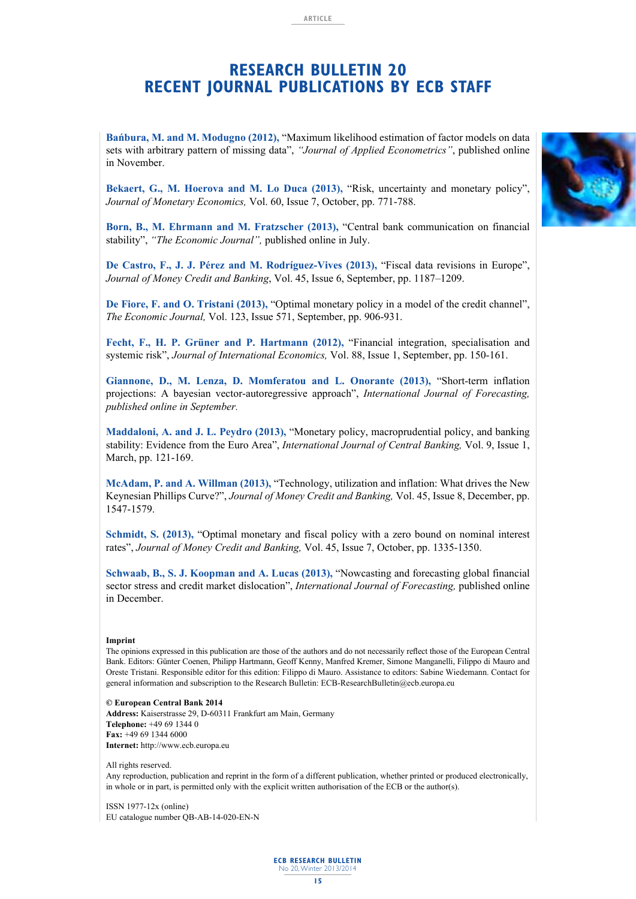# RESEARCH BULLETIN 20 RECENT JOURNAL PUBLICATIONS BY ECB STAFF

**Bańbura, M. and M. Modugno (2012),** "Maximum likelihood estimation of factor models on data sets with arbitrary pattern of missing data", *"Journal of Applied Econometrics"*, published online in November.

**Bekaert, G., M. Hoerova and M. Lo Duca (2013),** "Risk, uncertainty and monetary policy", *Journal of Monetary Economics,* Vol. 60, Issue 7, October, pp. 771-788.

**Born, B., M. Ehrmann and M. Fratzscher (2013),** "Central bank communication on financial stability", *"The Economic Journal",* published online in July.

**De Castro, F., J. J. Pérez and M. Rodríguez-Vives (2013),** "Fiscal data revisions in Europe", *Journal of Money Credit and Banking*, Vol. 45, Issue 6, September, pp. 1187–1209.

**De Fiore, F. and O. Tristani (2013),** "Optimal monetary policy in a model of the credit channel", *The Economic Journal,* Vol. 123, Issue 571, September, pp. 906-931.

**Fecht, F., H. P. Grüner and P. Hartmann (2012),** "Financial integration, specialisation and systemic risk", *Journal of International Economics,* Vol. 88, Issue 1, September, pp. 150-161.

**Giannone, D., M. Lenza, D. Momferatou and L. Onorante (2013),** "Short-term inflation projections: A bayesian vector-autoregressive approach", *International Journal of Forecasting, published online in September.*

**Maddaloni, A. and J. L. Peydro (2013),** "Monetary policy, macroprudential policy, and banking stability: Evidence from the Euro Area", *International Journal of Central Banking,* Vol. 9, Issue 1, March, pp. 121-169.

**McAdam, P. and A. Willman (2013),** "Technology, utilization and inflation: What drives the New Keynesian Phillips Curve?", *Journal of Money Credit and Banking,* Vol. 45, Issue 8, December, pp. 1547-1579.

**Schmidt, S. (2013),** "Optimal monetary and fiscal policy with a zero bound on nominal interest rates", *Journal of Money Credit and Banking,* Vol. 45, Issue 7, October, pp. 1335-1350.

**Schwaab, B., S. J. Koopman and A. Lucas (2013),** "Nowcasting and forecasting global financial sector stress and credit market dislocation", *International Journal of Forecasting,* published online in December.

**Imprint**
The opinions expressed in this publication are those of the authors and do not necessarily reflect those of the European Central Bank. Editors: Günter Coenen, Philipp Hartmann, Geoff Kenny, Manfred Kremer, Simone Manganelli, Filippo di Mauro and Oreste Tristani. Responsible editor for this edition: Filippo di Mauro. Assistance to editors: Sabine Wiedemann. Contact for general information and subscription to the Research Bulletin: ECB-ResearchBulletin@ecb.europa.eu

**© European Central Bank 2014**
**Address:** Kaiserstrasse 29, D-60311 Frankfurt am Main, Germany
**Telephone:** +49 69 1344 0
**Fax:** +49 69 1344 6000
**Internet:** http://www.ecb.europa.eu

All rights reserved.
Any reproduction, publication and reprint in the form of a different publication, whether printed or produced electronically, in whole or in part, is permitted only with the explicit written authorisation of the ECB or the author(s).

ISSN 1977-12x (online)
EU catalogue number QB-AB-14-020-EN-N